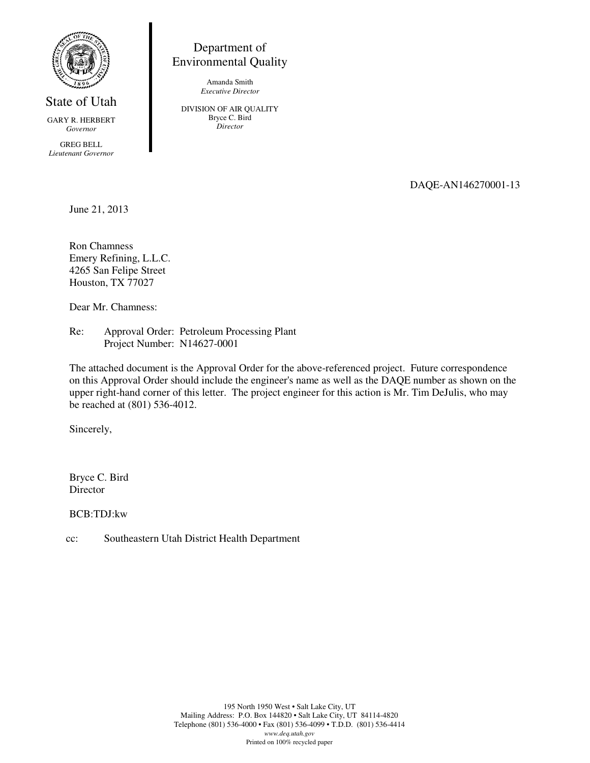State of Utah

GARY R. HERBERT
*Governor*

GREG BELL
*Lieutenant Governor*

Department of
Environmental Quality

Amanda Smith
*Executive Director*

DIVISION OF AIR QUALITY
Bryce C. Bird
*Director*

DAQE-AN146270001-13

June 21, 2013

Ron Chamness
Emery Refining, L.L.C.
4265 San Felipe Street
Houston, TX 77027

Dear Mr. Chamness:

Re: Approval Order: Petroleum Processing Plant
Project Number: N14627-0001

The attached document is the Approval Order for the above-referenced project. Future correspondence on this Approval Order should include the engineer's name as well as the DAQE number as shown on the upper right-hand corner of this letter. The project engineer for this action is Mr. Tim DeJulis, who may be reached at (801) 536-4012.

Sincerely,

Bryce C. Bird
Director

BCB:TDJ:kw

cc: Southeastern Utah District Health Department

195 North 1950 West • Salt Lake City, UT
Mailing Address: P.O. Box 144820 • Salt Lake City, UT 84114-4820
Telephone (801) 536-4000 • Fax (801) 536-4099 • T.D.D. (801) 536-4414
*www.deq.utah.gov*
Printed on 100% recycled paper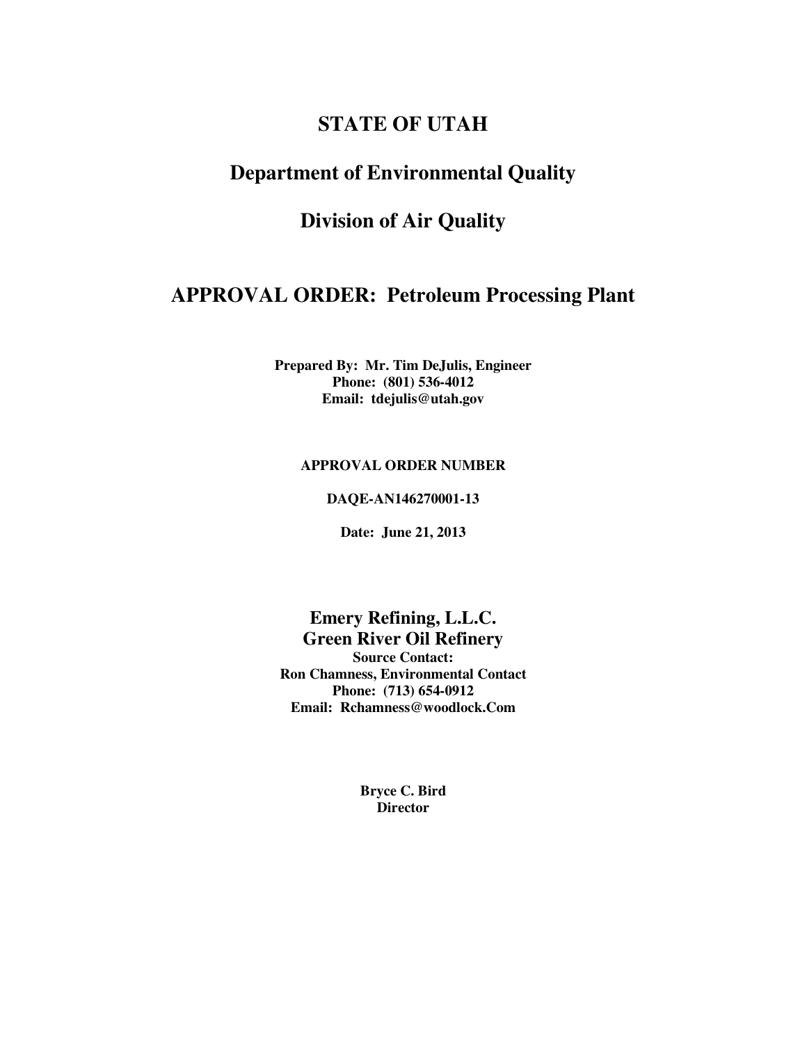# STATE OF UTAH

## Department of Environmental Quality

## Division of Air Quality

# APPROVAL ORDER: Petroleum Processing Plant

**Prepared By: Mr. Tim DeJulis, Engineer**
**Phone: (801) 536-4012**
**Email: tdejulis@utah.gov**

**APPROVAL ORDER NUMBER**

**DAQE-AN146270001-13**

**Date: June 21, 2013**

## Emery Refining, L.L.C.
## Green River Oil Refinery

**Source Contact:**
**Ron Chamness, Environmental Contact**
**Phone: (713) 654-0912**
**Email: Rchamness@woodlock.Com**

**Bryce C. Bird**
**Director**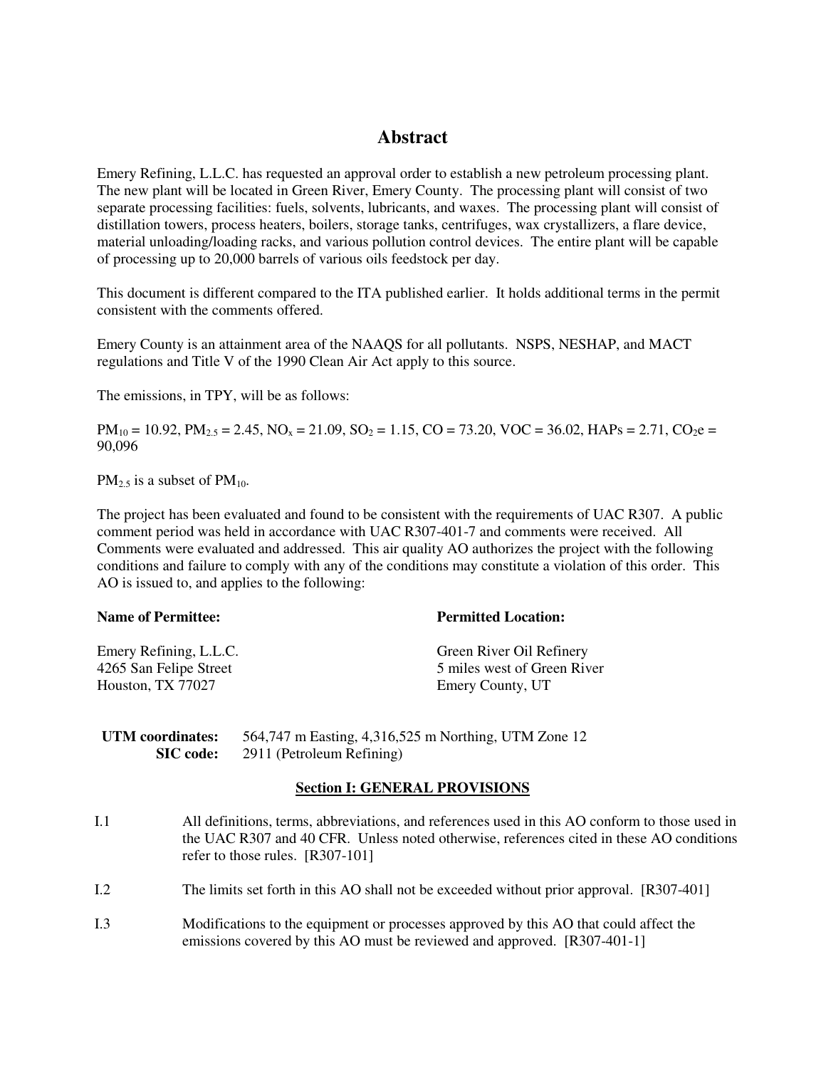# Abstract

Emery Refining, L.L.C. has requested an approval order to establish a new petroleum processing plant. The new plant will be located in Green River, Emery County. The processing plant will consist of two separate processing facilities: fuels, solvents, lubricants, and waxes. The processing plant will consist of distillation towers, process heaters, boilers, storage tanks, centrifuges, wax crystallizers, a flare device, material unloading/loading racks, and various pollution control devices. The entire plant will be capable of processing up to 20,000 barrels of various oils feedstock per day.

This document is different compared to the ITA published earlier. It holds additional terms in the permit consistent with the comments offered.

Emery County is an attainment area of the NAAQS for all pollutants. NSPS, NESHAP, and MACT regulations and Title V of the 1990 Clean Air Act apply to this source.

The emissions, in TPY, will be as follows:

$PM_{10}$ = 10.92, $PM_{2.5}$ = 2.45, $NO_x$ = 21.09, $SO_2$ = 1.15, CO = 73.20, VOC = 36.02, HAPs = 2.71, $CO_2e$ = 90,096

$PM_{2.5}$ is a subset of $PM_{10}$.

The project has been evaluated and found to be consistent with the requirements of UAC R307. A public comment period was held in accordance with UAC R307-401-7 and comments were received. All Comments were evaluated and addressed. This air quality AO authorizes the project with the following conditions and failure to comply with any of the conditions may constitute a violation of this order. This AO is issued to, and applies to the following:

| **Name of Permittee:** | **Permitted Location:** |
|---|---|
| Emery Refining, L.L.C. | Green River Oil Refinery |
| 4265 San Felipe Street | 5 miles west of Green River |
| Houston, TX 77027 | Emery County, UT |

**UTM coordinates:** 564,747 m Easting, 4,316,525 m Northing, UTM Zone 12
**SIC code:** 2911 (Petroleum Refining)

## Section I: GENERAL PROVISIONS

I.1 All definitions, terms, abbreviations, and references used in this AO conform to those used in the UAC R307 and 40 CFR. Unless noted otherwise, references cited in these AO conditions refer to those rules. [R307-101]

I.2 The limits set forth in this AO shall not be exceeded without prior approval. [R307-401]

I.3 Modifications to the equipment or processes approved by this AO that could affect the emissions covered by this AO must be reviewed and approved. [R307-401-1]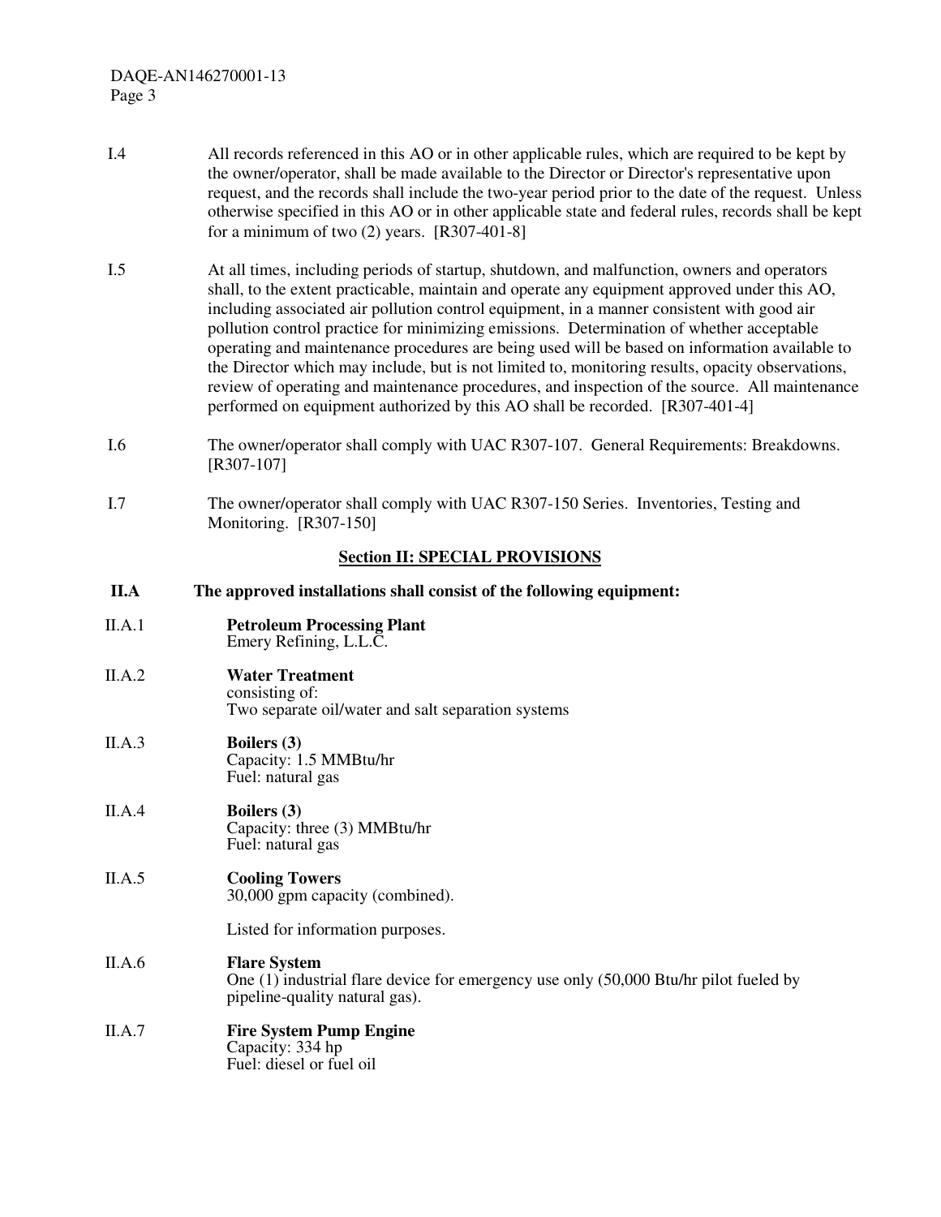I.4 All records referenced in this AO or in other applicable rules, which are required to be kept by the owner/operator, shall be made available to the Director or Director's representative upon request, and the records shall include the two-year period prior to the date of the request. Unless otherwise specified in this AO or in other applicable state and federal rules, records shall be kept for a minimum of two (2) years. [R307-401-8]

I.5 At all times, including periods of startup, shutdown, and malfunction, owners and operators shall, to the extent practicable, maintain and operate any equipment approved under this AO, including associated air pollution control equipment, in a manner consistent with good air pollution control practice for minimizing emissions. Determination of whether acceptable operating and maintenance procedures are being used will be based on information available to the Director which may include, but is not limited to, monitoring results, opacity observations, review of operating and maintenance procedures, and inspection of the source. All maintenance performed on equipment authorized by this AO shall be recorded. [R307-401-4]

I.6 The owner/operator shall comply with UAC R307-107. General Requirements: Breakdowns. [R307-107]

I.7 The owner/operator shall comply with UAC R307-150 Series. Inventories, Testing and Monitoring. [R307-150]

## Section II: SPECIAL PROVISIONS

**II.A The approved installations shall consist of the following equipment:**

II.A.1 **Petroleum Processing Plant**
Emery Refining, L.L.C.

II.A.2 **Water Treatment**
consisting of:
Two separate oil/water and salt separation systems

II.A.3 **Boilers (3)**
Capacity: 1.5 MMBtu/hr
Fuel: natural gas

II.A.4 **Boilers (3)**
Capacity: three (3) MMBtu/hr
Fuel: natural gas

II.A.5 **Cooling Towers**
30,000 gpm capacity (combined).

Listed for information purposes.

II.A.6 **Flare System**
One (1) industrial flare device for emergency use only (50,000 Btu/hr pilot fueled by pipeline-quality natural gas).

II.A.7 **Fire System Pump Engine**
Capacity: 334 hp
Fuel: diesel or fuel oil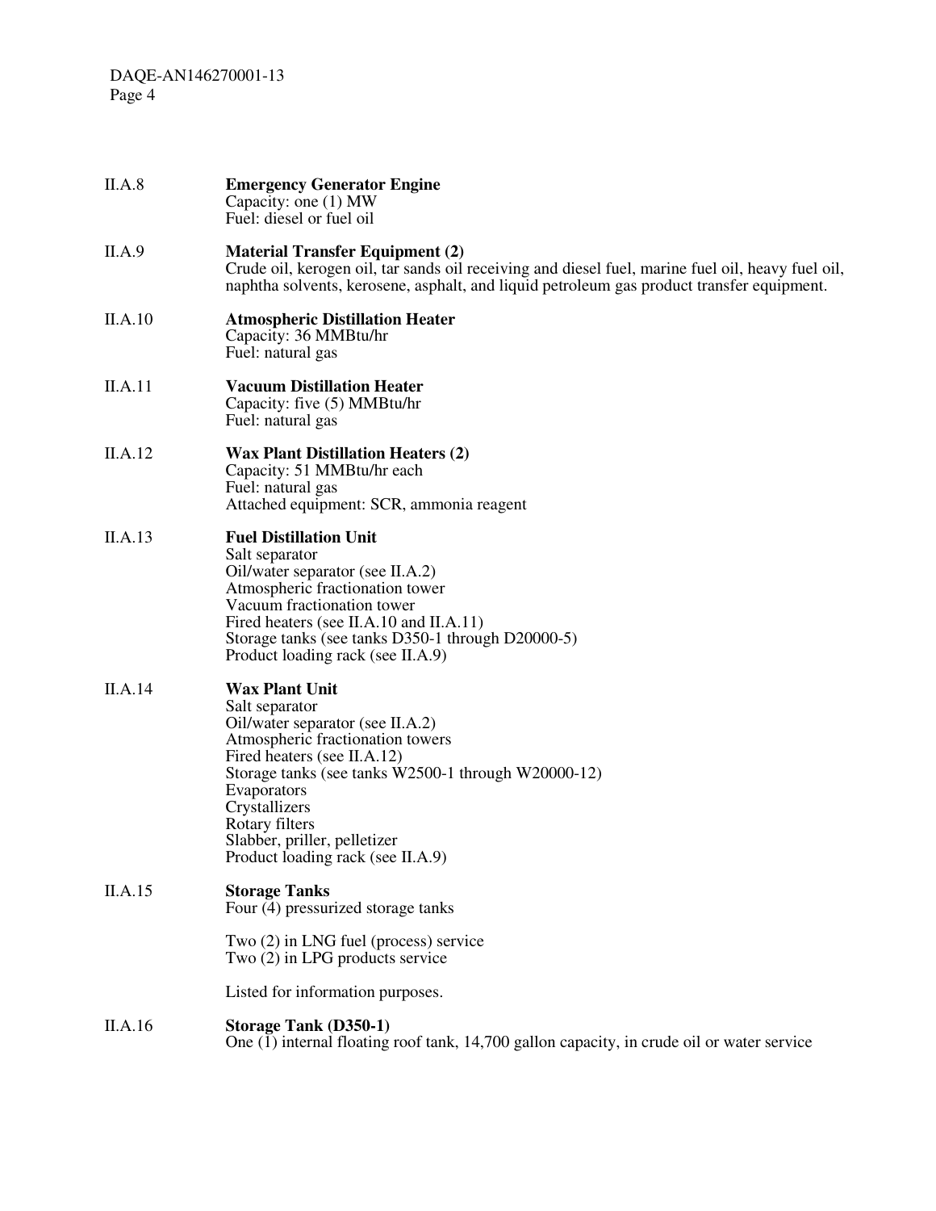II.A.8 **Emergency Generator Engine**
Capacity: one (1) MW
Fuel: diesel or fuel oil

II.A.9 **Material Transfer Equipment (2)**
Crude oil, kerogen oil, tar sands oil receiving and diesel fuel, marine fuel oil, heavy fuel oil, naphtha solvents, kerosene, asphalt, and liquid petroleum gas product transfer equipment.

II.A.10 **Atmospheric Distillation Heater**
Capacity: 36 MMBtu/hr
Fuel: natural gas

II.A.11 **Vacuum Distillation Heater**
Capacity: five (5) MMBtu/hr
Fuel: natural gas

II.A.12 **Wax Plant Distillation Heaters (2)**
Capacity: 51 MMBtu/hr each
Fuel: natural gas
Attached equipment: SCR, ammonia reagent

II.A.13 **Fuel Distillation Unit**
Salt separator
Oil/water separator (see II.A.2)
Atmospheric fractionation tower
Vacuum fractionation tower
Fired heaters (see II.A.10 and II.A.11)
Storage tanks (see tanks D350-1 through D20000-5)
Product loading rack (see II.A.9)

II.A.14 **Wax Plant Unit**
Salt separator
Oil/water separator (see II.A.2)
Atmospheric fractionation towers
Fired heaters (see II.A.12)
Storage tanks (see tanks W2500-1 through W20000-12)
Evaporators
Crystallizers
Rotary filters
Slabber, priller, pelletizer
Product loading rack (see II.A.9)

II.A.15 **Storage Tanks**
Four (4) pressurized storage tanks

Two (2) in LNG fuel (process) service
Two (2) in LPG products service

Listed for information purposes.

II.A.16 **Storage Tank (D350-1)**
One (1) internal floating roof tank, 14,700 gallon capacity, in crude oil or water service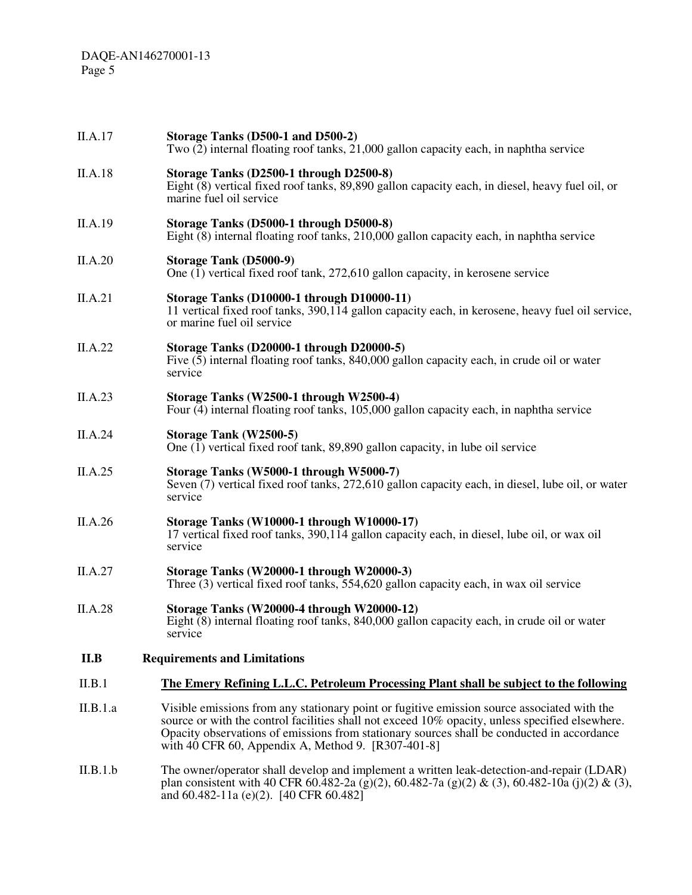II.A.17 **Storage Tanks (D500-1 and D500-2)**
Two (2) internal floating roof tanks, 21,000 gallon capacity each, in naphtha service

II.A.18 **Storage Tanks (D2500-1 through D2500-8)**
Eight (8) vertical fixed roof tanks, 89,890 gallon capacity each, in diesel, heavy fuel oil, or marine fuel oil service

II.A.19 **Storage Tanks (D5000-1 through D5000-8)**
Eight (8) internal floating roof tanks, 210,000 gallon capacity each, in naphtha service

II.A.20 **Storage Tank (D5000-9)**
One (1) vertical fixed roof tank, 272,610 gallon capacity, in kerosene service

II.A.21 **Storage Tanks (D10000-1 through D10000-11)**
11 vertical fixed roof tanks, 390,114 gallon capacity each, in kerosene, heavy fuel oil service, or marine fuel oil service

II.A.22 **Storage Tanks (D20000-1 through D20000-5)**
Five (5) internal floating roof tanks, 840,000 gallon capacity each, in crude oil or water service

II.A.23 **Storage Tanks (W2500-1 through W2500-4)**
Four (4) internal floating roof tanks, 105,000 gallon capacity each, in naphtha service

II.A.24 **Storage Tank (W2500-5)**
One (1) vertical fixed roof tank, 89,890 gallon capacity, in lube oil service

II.A.25 **Storage Tanks (W5000-1 through W5000-7)**
Seven (7) vertical fixed roof tanks, 272,610 gallon capacity each, in diesel, lube oil, or water service

II.A.26 **Storage Tanks (W10000-1 through W10000-17)**
17 vertical fixed roof tanks, 390,114 gallon capacity each, in diesel, lube oil, or wax oil service

II.A.27 **Storage Tanks (W20000-1 through W20000-3)**
Three (3) vertical fixed roof tanks, 554,620 gallon capacity each, in wax oil service

II.A.28 **Storage Tanks (W20000-4 through W20000-12)**
Eight (8) internal floating roof tanks, 840,000 gallon capacity each, in crude oil or water service

## II.B Requirements and Limitations

II.B.1 **The Emery Refining L.L.C. Petroleum Processing Plant shall be subject to the following**

II.B.1.a Visible emissions from any stationary point or fugitive emission source associated with the source or with the control facilities shall not exceed 10% opacity, unless specified elsewhere. Opacity observations of emissions from stationary sources shall be conducted in accordance with 40 CFR 60, Appendix A, Method 9. [R307-401-8]

II.B.1.b The owner/operator shall develop and implement a written leak-detection-and-repair (LDAR) plan consistent with 40 CFR 60.482-2a (g)(2), 60.482-7a (g)(2) & (3), 60.482-10a (j)(2) & (3), and 60.482-11a (e)(2). [40 CFR 60.482]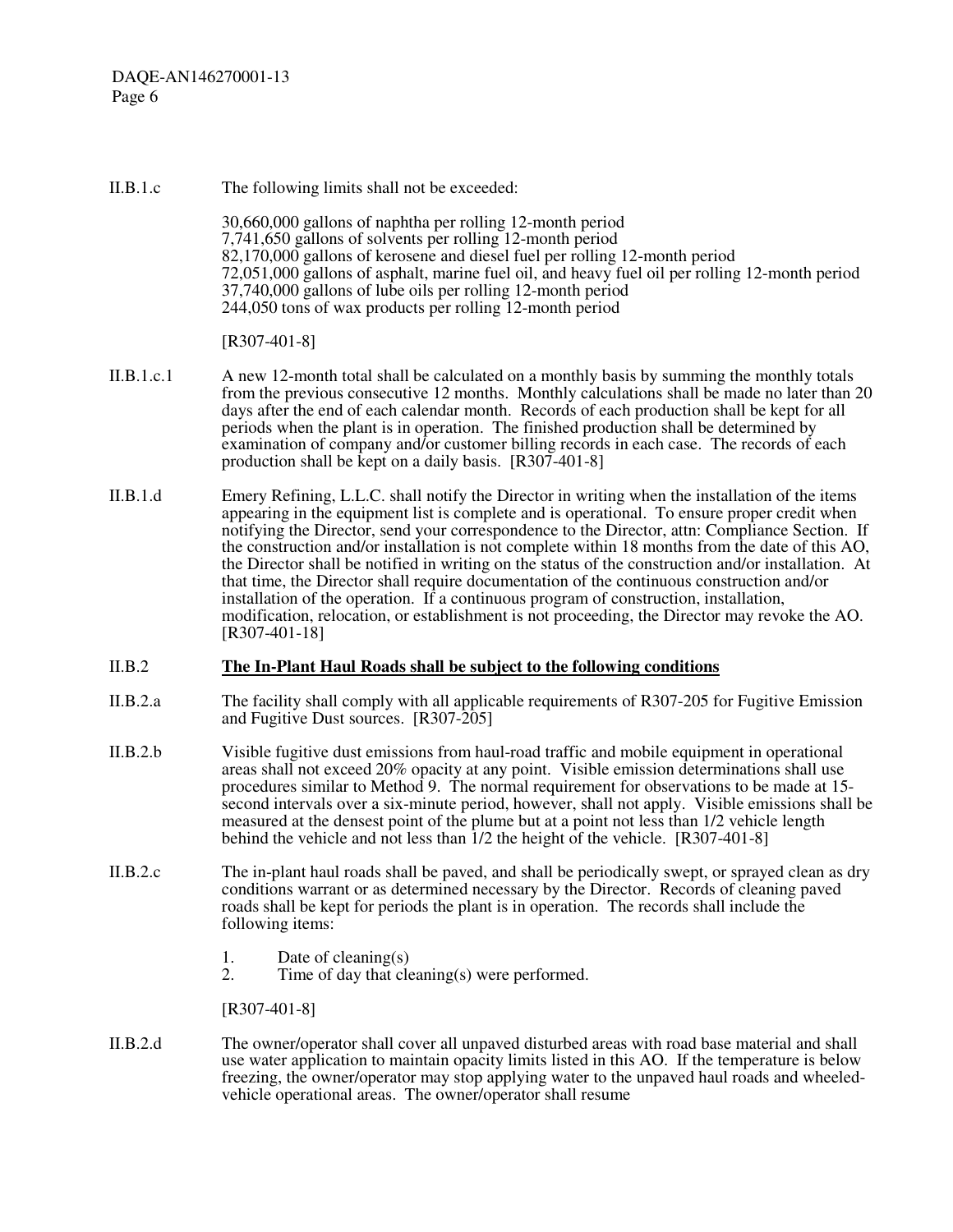II.B.1.c The following limits shall not be exceeded:

30,660,000 gallons of naphtha per rolling 12-month period
7,741,650 gallons of solvents per rolling 12-month period
82,170,000 gallons of kerosene and diesel fuel per rolling 12-month period
72,051,000 gallons of asphalt, marine fuel oil, and heavy fuel oil per rolling 12-month period
37,740,000 gallons of lube oils per rolling 12-month period
244,050 tons of wax products per rolling 12-month period

[R307-401-8]

II.B.1.c.1 A new 12-month total shall be calculated on a monthly basis by summing the monthly totals from the previous consecutive 12 months. Monthly calculations shall be made no later than 20 days after the end of each calendar month. Records of each production shall be kept for all periods when the plant is in operation. The finished production shall be determined by examination of company and/or customer billing records in each case. The records of each production shall be kept on a daily basis. [R307-401-8]

II.B.1.d Emery Refining, L.L.C. shall notify the Director in writing when the installation of the items appearing in the equipment list is complete and is operational. To ensure proper credit when notifying the Director, send your correspondence to the Director, attn: Compliance Section. If the construction and/or installation is not complete within 18 months from the date of this AO, the Director shall be notified in writing on the status of the construction and/or installation. At that time, the Director shall require documentation of the continuous construction and/or installation of the operation. If a continuous program of construction, installation, modification, relocation, or establishment is not proceeding, the Director may revoke the AO. [R307-401-18]

II.B.2 **The In-Plant Haul Roads shall be subject to the following conditions**

II.B.2.a The facility shall comply with all applicable requirements of R307-205 for Fugitive Emission and Fugitive Dust sources. [R307-205]

II.B.2.b Visible fugitive dust emissions from haul-road traffic and mobile equipment in operational areas shall not exceed 20% opacity at any point. Visible emission determinations shall use procedures similar to Method 9. The normal requirement for observations to be made at 15-second intervals over a six-minute period, however, shall not apply. Visible emissions shall be measured at the densest point of the plume but at a point not less than 1/2 vehicle length behind the vehicle and not less than 1/2 the height of the vehicle. [R307-401-8]

II.B.2.c The in-plant haul roads shall be paved, and shall be periodically swept, or sprayed clean as dry conditions warrant or as determined necessary by the Director. Records of cleaning paved roads shall be kept for periods the plant is in operation. The records shall include the following items:

1. Date of cleaning(s)
2. Time of day that cleaning(s) were performed.

[R307-401-8]

II.B.2.d The owner/operator shall cover all unpaved disturbed areas with road base material and shall use water application to maintain opacity limits listed in this AO. If the temperature is below freezing, the owner/operator may stop applying water to the unpaved haul roads and wheeled-vehicle operational areas. The owner/operator shall resume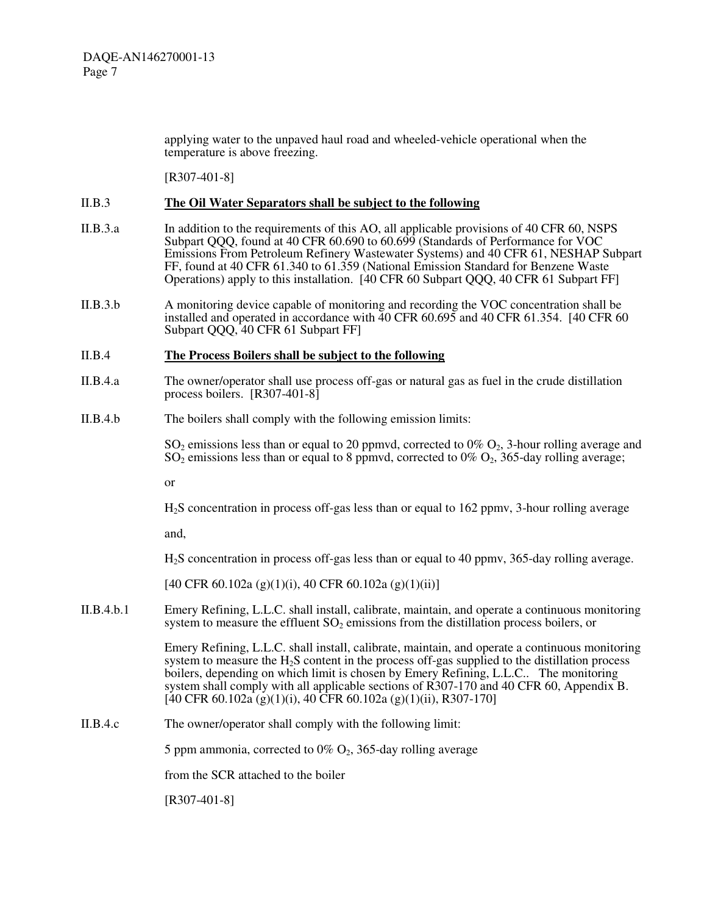applying water to the unpaved haul road and wheeled-vehicle operational when the temperature is above freezing.

[R307-401-8]

II.B.3 **The Oil Water Separators shall be subject to the following**

II.B.3.a In addition to the requirements of this AO, all applicable provisions of 40 CFR 60, NSPS Subpart QQQ, found at 40 CFR 60.690 to 60.699 (Standards of Performance for VOC Emissions From Petroleum Refinery Wastewater Systems) and 40 CFR 61, NESHAP Subpart FF, found at 40 CFR 61.340 to 61.359 (National Emission Standard for Benzene Waste Operations) apply to this installation. [40 CFR 60 Subpart QQQ, 40 CFR 61 Subpart FF]

II.B.3.b A monitoring device capable of monitoring and recording the VOC concentration shall be installed and operated in accordance with 40 CFR 60.695 and 40 CFR 61.354. [40 CFR 60 Subpart QQQ, 40 CFR 61 Subpart FF]

II.B.4 **The Process Boilers shall be subject to the following**

II.B.4.a The owner/operator shall use process off-gas or natural gas as fuel in the crude distillation process boilers. [R307-401-8]

II.B.4.b The boilers shall comply with the following emission limits:

$SO_2$ emissions less than or equal to 20 ppmvd, corrected to 0% $O_2$, 3-hour rolling average and $SO_2$ emissions less than or equal to 8 ppmvd, corrected to 0% $O_2$, 365-day rolling average;

or

$H_2S$ concentration in process off-gas less than or equal to 162 ppmv, 3-hour rolling average

and,

$H_2S$ concentration in process off-gas less than or equal to 40 ppmv, 365-day rolling average.

[40 CFR 60.102a (g)(1)(i), 40 CFR 60.102a (g)(1)(ii)]

II.B.4.b.1 Emery Refining, L.L.C. shall install, calibrate, maintain, and operate a continuous monitoring system to measure the effluent $SO_2$ emissions from the distillation process boilers, or

Emery Refining, L.L.C. shall install, calibrate, maintain, and operate a continuous monitoring system to measure the $H_2S$ content in the process off-gas supplied to the distillation process boilers, depending on which limit is chosen by Emery Refining, L.L.C.. The monitoring system shall comply with all applicable sections of R307-170 and 40 CFR 60, Appendix B. [40 CFR 60.102a (g)(1)(i), 40 CFR 60.102a (g)(1)(ii), R307-170]

II.B.4.c The owner/operator shall comply with the following limit:

5 ppm ammonia, corrected to 0% $O_2$, 365-day rolling average

from the SCR attached to the boiler

[R307-401-8]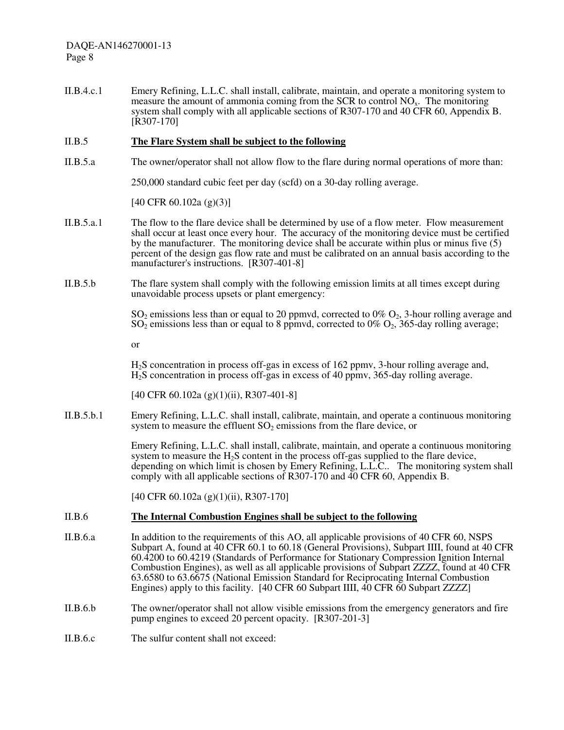II.B.4.c.1 Emery Refining, L.L.C. shall install, calibrate, maintain, and operate a monitoring system to measure the amount of ammonia coming from the SCR to control $NO_x$. The monitoring system shall comply with all applicable sections of R307-170 and 40 CFR 60, Appendix B. [R307-170]

II.B.5 **<u>The Flare System shall be subject to the following</u>**

II.B.5.a The owner/operator shall not allow flow to the flare during normal operations of more than:

250,000 standard cubic feet per day (scfd) on a 30-day rolling average.

[40 CFR 60.102a (g)(3)]

II.B.5.a.1 The flow to the flare device shall be determined by use of a flow meter. Flow measurement shall occur at least once every hour. The accuracy of the monitoring device must be certified by the manufacturer. The monitoring device shall be accurate within plus or minus five (5) percent of the design gas flow rate and must be calibrated on an annual basis according to the manufacturer's instructions. [R307-401-8]

II.B.5.b The flare system shall comply with the following emission limits at all times except during unavoidable process upsets or plant emergency:

$SO_2$ emissions less than or equal to 20 ppmvd, corrected to 0% $O_2$, 3-hour rolling average and $SO_2$ emissions less than or equal to 8 ppmvd, corrected to 0% $O_2$, 365-day rolling average;

or

$H_2S$ concentration in process off-gas in excess of 162 ppmv, 3-hour rolling average and, $H_2S$ concentration in process off-gas in excess of 40 ppmv, 365-day rolling average.

[40 CFR 60.102a (g)(1)(ii), R307-401-8]

II.B.5.b.1 Emery Refining, L.L.C. shall install, calibrate, maintain, and operate a continuous monitoring system to measure the effluent $SO_2$ emissions from the flare device, or

Emery Refining, L.L.C. shall install, calibrate, maintain, and operate a continuous monitoring system to measure the $H_2S$ content in the process off-gas supplied to the flare device, depending on which limit is chosen by Emery Refining, L.L.C.. The monitoring system shall comply with all applicable sections of R307-170 and 40 CFR 60, Appendix B.

[40 CFR 60.102a (g)(1)(ii), R307-170]

II.B.6 **<u>The Internal Combustion Engines shall be subject to the following</u>**

II.B.6.a In addition to the requirements of this AO, all applicable provisions of 40 CFR 60, NSPS Subpart A, found at 40 CFR 60.1 to 60.18 (General Provisions), Subpart IIII, found at 40 CFR 60.4200 to 60.4219 (Standards of Performance for Stationary Compression Ignition Internal Combustion Engines), as well as all applicable provisions of Subpart ZZZZ, found at 40 CFR 63.6580 to 63.6675 (National Emission Standard for Reciprocating Internal Combustion Engines) apply to this facility. [40 CFR 60 Subpart IIII, 40 CFR 60 Subpart ZZZZ]

II.B.6.b The owner/operator shall not allow visible emissions from the emergency generators and fire pump engines to exceed 20 percent opacity. [R307-201-3]

II.B.6.c The sulfur content shall not exceed: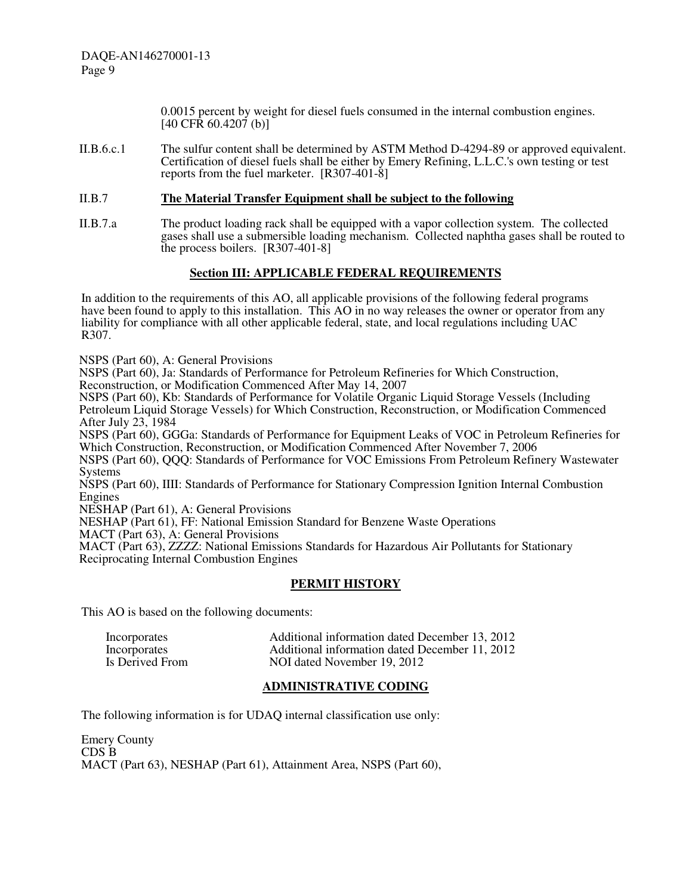0.0015 percent by weight for diesel fuels consumed in the internal combustion engines. [40 CFR 60.4207 (b)]

II.B.6.c.1 The sulfur content shall be determined by ASTM Method D-4294-89 or approved equivalent. Certification of diesel fuels shall be either by Emery Refining, L.L.C.'s own testing or test reports from the fuel marketer. [R307-401-8]

II.B.7 **The Material Transfer Equipment shall be subject to the following**

II.B.7.a The product loading rack shall be equipped with a vapor collection system. The collected gases shall use a submersible loading mechanism. Collected naphtha gases shall be routed to the process boilers. [R307-401-8]

## Section III: APPLICABLE FEDERAL REQUIREMENTS

In addition to the requirements of this AO, all applicable provisions of the following federal programs have been found to apply to this installation. This AO in no way releases the owner or operator from any liability for compliance with all other applicable federal, state, and local regulations including UAC R307.

NSPS (Part 60), A: General Provisions
NSPS (Part 60), Ja: Standards of Performance for Petroleum Refineries for Which Construction, Reconstruction, or Modification Commenced After May 14, 2007
NSPS (Part 60), Kb: Standards of Performance for Volatile Organic Liquid Storage Vessels (Including Petroleum Liquid Storage Vessels) for Which Construction, Reconstruction, or Modification Commenced After July 23, 1984
NSPS (Part 60), GGGa: Standards of Performance for Equipment Leaks of VOC in Petroleum Refineries for Which Construction, Reconstruction, or Modification Commenced After November 7, 2006
NSPS (Part 60), QQQ: Standards of Performance for VOC Emissions From Petroleum Refinery Wastewater Systems
NSPS (Part 60), IIII: Standards of Performance for Stationary Compression Ignition Internal Combustion Engines
NESHAP (Part 61), A: General Provisions
NESHAP (Part 61), FF: National Emission Standard for Benzene Waste Operations
MACT (Part 63), A: General Provisions
MACT (Part 63), ZZZZ: National Emissions Standards for Hazardous Air Pollutants for Stationary Reciprocating Internal Combustion Engines

## PERMIT HISTORY

This AO is based on the following documents:

| | |
|---|---|
| Incorporates | Additional information dated December 13, 2012 |
| Incorporates | Additional information dated December 11, 2012 |
| Is Derived From | NOI dated November 19, 2012 |

## ADMINISTRATIVE CODING

The following information is for UDAQ internal classification use only:

Emery County
CDS B
MACT (Part 63), NESHAP (Part 61), Attainment Area, NSPS (Part 60),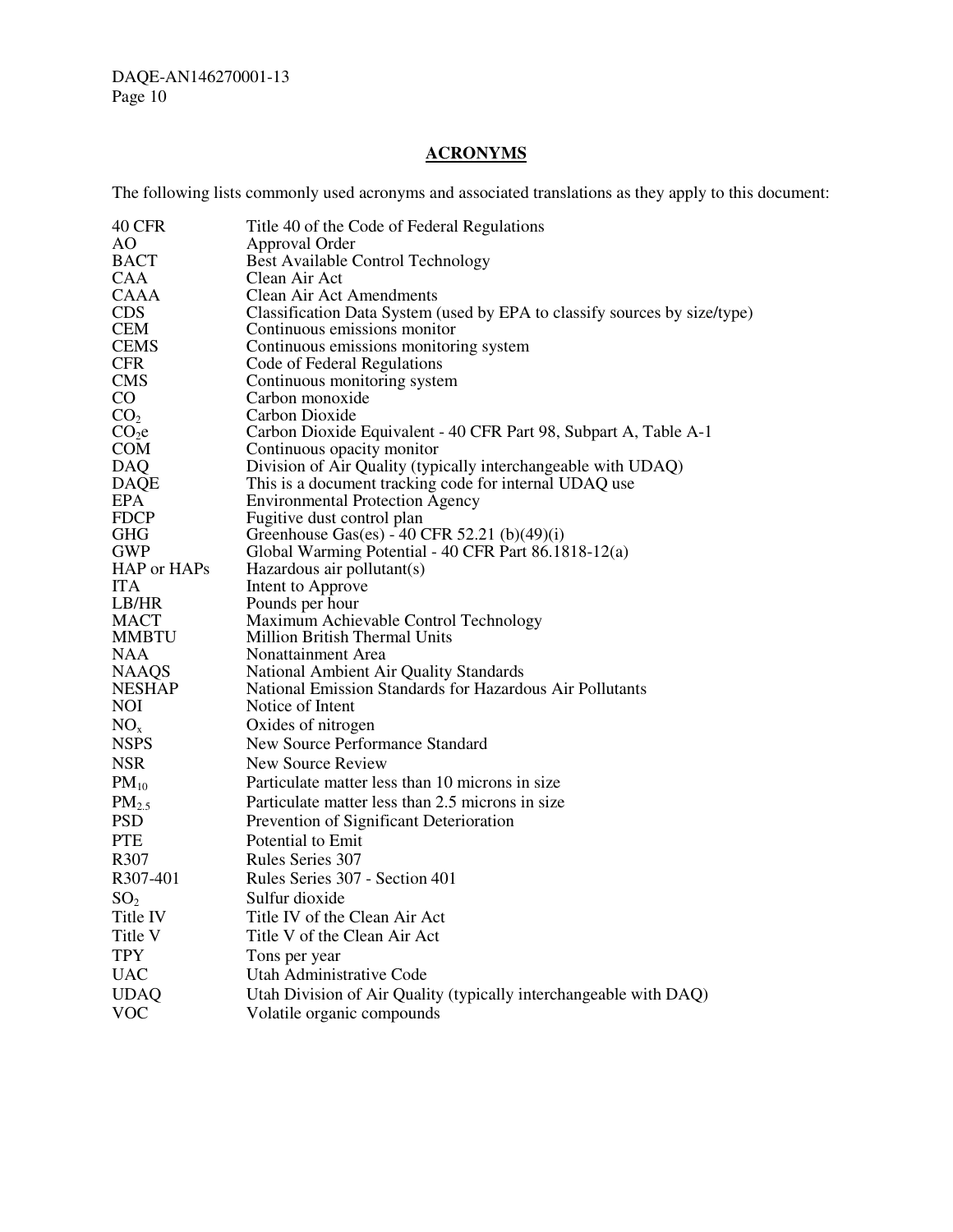## ACRONYMS

The following lists commonly used acronyms and associated translations as they apply to this document:

| | |
|---|---|
| 40 CFR | Title 40 of the Code of Federal Regulations |
| AO | Approval Order |
| BACT | Best Available Control Technology |
| CAA | Clean Air Act |
| CAAA | Clean Air Act Amendments |
| CDS | Classification Data System (used by EPA to classify sources by size/type) |
| CEM | Continuous emissions monitor |
| CEMS | Continuous emissions monitoring system |
| CFR | Code of Federal Regulations |
| CMS | Continuous monitoring system |
| CO | Carbon monoxide |
| $CO_2$ | Carbon Dioxide |
| $CO_2e$ | Carbon Dioxide Equivalent - 40 CFR Part 98, Subpart A, Table A-1 |
| COM | Continuous opacity monitor |
| DAQ | Division of Air Quality (typically interchangeable with UDAQ) |
| DAQE | This is a document tracking code for internal UDAQ use |
| EPA | Environmental Protection Agency |
| FDCP | Fugitive dust control plan |
| GHG | Greenhouse Gas(es) - 40 CFR 52.21 (b)(49)(i) |
| GWP | Global Warming Potential - 40 CFR Part 86.1818-12(a) |
| HAP or HAPs | Hazardous air pollutant(s) |
| ITA | Intent to Approve |
| LB/HR | Pounds per hour |
| MACT | Maximum Achievable Control Technology |
| MMBTU | Million British Thermal Units |
| NAA | Nonattainment Area |
| NAAQS | National Ambient Air Quality Standards |
| NESHAP | National Emission Standards for Hazardous Air Pollutants |
| NOI | Notice of Intent |
| $NO_x$ | Oxides of nitrogen |
| NSPS | New Source Performance Standard |
| NSR | New Source Review |
| $PM_{10}$ | Particulate matter less than 10 microns in size |
| $PM_{2.5}$ | Particulate matter less than 2.5 microns in size |
| PSD | Prevention of Significant Deterioration |
| PTE | Potential to Emit |
| R307 | Rules Series 307 |
| R307-401 | Rules Series 307 - Section 401 |
| $SO_2$ | Sulfur dioxide |
| Title IV | Title IV of the Clean Air Act |
| Title V | Title V of the Clean Air Act |
| TPY | Tons per year |
| UAC | Utah Administrative Code |
| UDAQ | Utah Division of Air Quality (typically interchangeable with DAQ) |
| VOC | Volatile organic compounds |